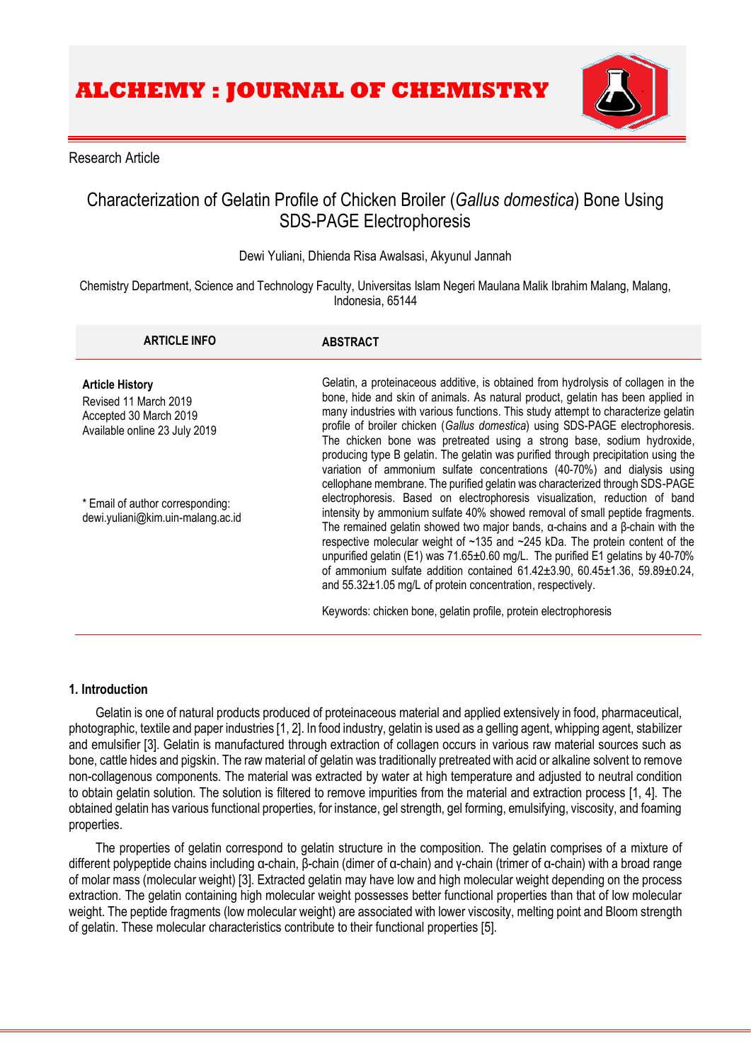# ALCHEMY : JOURNAL OF CHEMISTRY

Research Article

## Characterization of Gelatin Profile of Chicken Broiler (*Gallus domestica*) Bone Using SDS-PAGE Electrophoresis

Dewi Yuliani, Dhienda Risa Awalsasi, Akyunul Jannah

Chemistry Department, Science and Technology Faculty, Universitas Islam Negeri Maulana Malik Ibrahim Malang, Malang, Indonesia, 65144

**ARTICLE INFO**

**Article History**
Revised 11 March 2019
Accepted 30 March 2019
Available online 23 July 2019

* Email of author corresponding: dewi.yuliani@kim.uin-malang.ac.id

**ABSTRACT**

Gelatin, a proteinaceous additive, is obtained from hydrolysis of collagen in the bone, hide and skin of animals. As natural product, gelatin has been applied in many industries with various functions. This study attempt to characterize gelatin profile of broiler chicken (*Gallus domestica*) using SDS-PAGE electrophoresis. The chicken bone was pretreated using a strong base, sodium hydroxide, producing type B gelatin. The gelatin was purified through precipitation using the variation of ammonium sulfate concentrations (40-70%) and dialysis using cellophane membrane. The purified gelatin was characterized through SDS-PAGE electrophoresis. Based on electrophoresis visualization, reduction of band intensity by ammonium sulfate 40% showed removal of small peptide fragments. The remained gelatin showed two major bands, α-chains and a β-chain with the respective molecular weight of ~135 and ~245 kDa. The protein content of the unpurified gelatin (E1) was 71.65±0.60 mg/L. The purified E1 gelatins by 40-70% of ammonium sulfate addition contained 61.42±3.90, 60.45±1.36, 59.89±0.24, and 55.32±1.05 mg/L of protein concentration, respectively.

Keywords: chicken bone, gelatin profile, protein electrophoresis

### 1. Introduction

Gelatin is one of natural products produced of proteinaceous material and applied extensively in food, pharmaceutical, photographic, textile and paper industries [1, 2]. In food industry, gelatin is used as a gelling agent, whipping agent, stabilizer and emulsifier [3]. Gelatin is manufactured through extraction of collagen occurs in various raw material sources such as bone, cattle hides and pigskin. The raw material of gelatin was traditionally pretreated with acid or alkaline solvent to remove non-collagenous components. The material was extracted by water at high temperature and adjusted to neutral condition to obtain gelatin solution. The solution is filtered to remove impurities from the material and extraction process [1, 4]. The obtained gelatin has various functional properties, for instance, gel strength, gel forming, emulsifying, viscosity, and foaming properties.

The properties of gelatin correspond to gelatin structure in the composition. The gelatin comprises of a mixture of different polypeptide chains including α-chain, β-chain (dimer of α-chain) and γ-chain (trimer of α-chain) with a broad range of molar mass (molecular weight) [3]. Extracted gelatin may have low and high molecular weight depending on the process extraction. The gelatin containing high molecular weight possesses better functional properties than that of low molecular weight. The peptide fragments (low molecular weight) are associated with lower viscosity, melting point and Bloom strength of gelatin. These molecular characteristics contribute to their functional properties [5].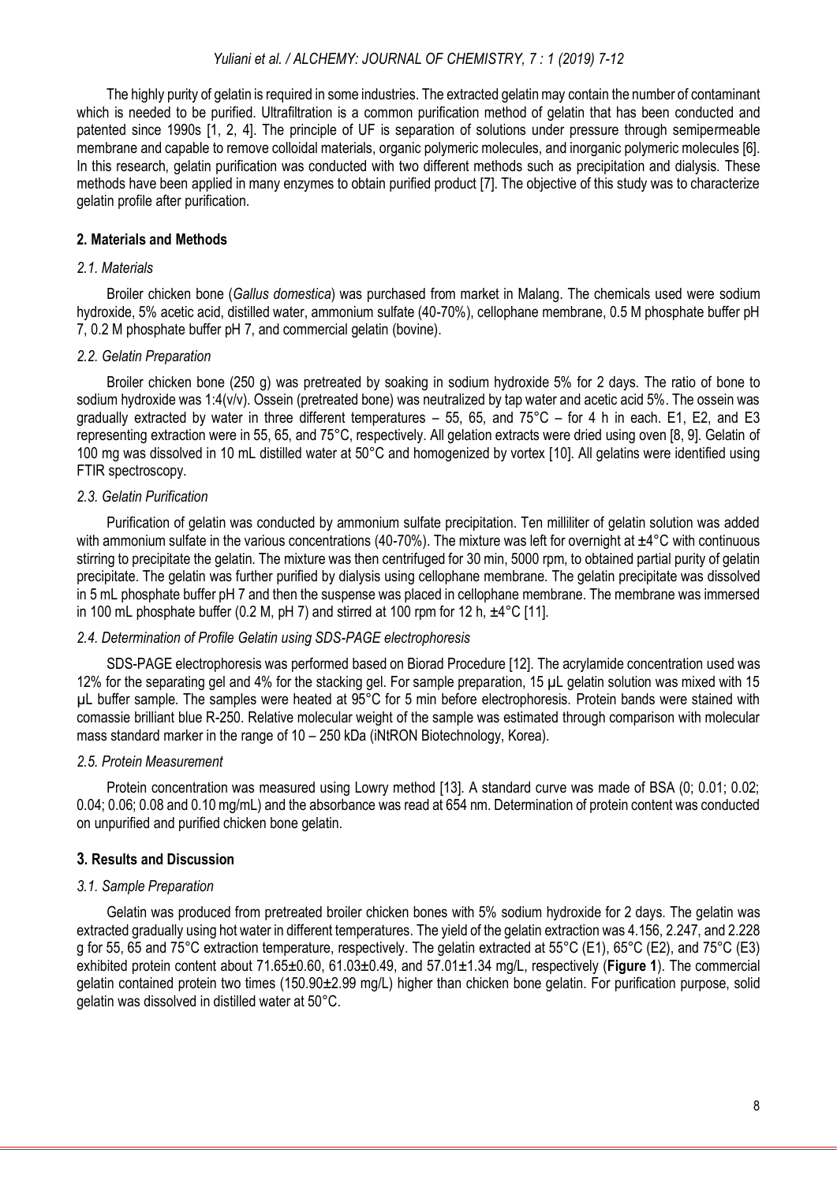The highly purity of gelatin is required in some industries. The extracted gelatin may contain the number of contaminant which is needed to be purified. Ultrafiltration is a common purification method of gelatin that has been conducted and patented since 1990s [1, 2, 4]. The principle of UF is separation of solutions under pressure through semipermeable membrane and capable to remove colloidal materials, organic polymeric molecules, and inorganic polymeric molecules [6]. In this research, gelatin purification was conducted with two different methods such as precipitation and dialysis. These methods have been applied in many enzymes to obtain purified product [7]. The objective of this study was to characterize gelatin profile after purification.

## 2. Materials and Methods

### *2.1. Materials*

Broiler chicken bone (*Gallus domestica*) was purchased from market in Malang. The chemicals used were sodium hydroxide, 5% acetic acid, distilled water, ammonium sulfate (40-70%), cellophane membrane, 0.5 M phosphate buffer pH 7, 0.2 M phosphate buffer pH 7, and commercial gelatin (bovine).

### *2.2. Gelatin Preparation*

Broiler chicken bone (250 g) was pretreated by soaking in sodium hydroxide 5% for 2 days. The ratio of bone to sodium hydroxide was 1:4(v/v). Ossein (pretreated bone) was neutralized by tap water and acetic acid 5%. The ossein was gradually extracted by water in three different temperatures – 55, 65, and 75°C – for 4 h in each. E1, E2, and E3 representing extraction were in 55, 65, and 75°C, respectively. All gelation extracts were dried using oven [8, 9]. Gelatin of 100 mg was dissolved in 10 mL distilled water at 50°C and homogenized by vortex [10]. All gelatins were identified using FTIR spectroscopy.

### *2.3. Gelatin Purification*

Purification of gelatin was conducted by ammonium sulfate precipitation. Ten milliliter of gelatin solution was added with ammonium sulfate in the various concentrations (40-70%). The mixture was left for overnight at ±4°C with continuous stirring to precipitate the gelatin. The mixture was then centrifuged for 30 min, 5000 rpm, to obtained partial purity of gelatin precipitate. The gelatin was further purified by dialysis using cellophane membrane. The gelatin precipitate was dissolved in 5 mL phosphate buffer pH 7 and then the suspense was placed in cellophane membrane. The membrane was immersed in 100 mL phosphate buffer (0.2 M, pH 7) and stirred at 100 rpm for 12 h, ±4°C [11].

### *2.4. Determination of Profile Gelatin using SDS-PAGE electrophoresis*

SDS-PAGE electrophoresis was performed based on Biorad Procedure [12]. The acrylamide concentration used was 12% for the separating gel and 4% for the stacking gel. For sample preparation, 15 μL gelatin solution was mixed with 15 μL buffer sample. The samples were heated at 95°C for 5 min before electrophoresis. Protein bands were stained with comassie brilliant blue R-250. Relative molecular weight of the sample was estimated through comparison with molecular mass standard marker in the range of 10 – 250 kDa (iNtRON Biotechnology, Korea).

### *2.5. Protein Measurement*

Protein concentration was measured using Lowry method [13]. A standard curve was made of BSA (0; 0.01; 0.02; 0.04; 0.06; 0.08 and 0.10 mg/mL) and the absorbance was read at 654 nm. Determination of protein content was conducted on unpurified and purified chicken bone gelatin.

## 3. Results and Discussion

### *3.1. Sample Preparation*

Gelatin was produced from pretreated broiler chicken bones with 5% sodium hydroxide for 2 days. The gelatin was extracted gradually using hot water in different temperatures. The yield of the gelatin extraction was 4.156, 2.247, and 2.228 g for 55, 65 and 75°C extraction temperature, respectively. The gelatin extracted at 55°C (E1), 65°C (E2), and 75°C (E3) exhibited protein content about 71.65±0.60, 61.03±0.49, and 57.01±1.34 mg/L, respectively (**Figure 1**). The commercial gelatin contained protein two times (150.90±2.99 mg/L) higher than chicken bone gelatin. For purification purpose, solid gelatin was dissolved in distilled water at 50°C.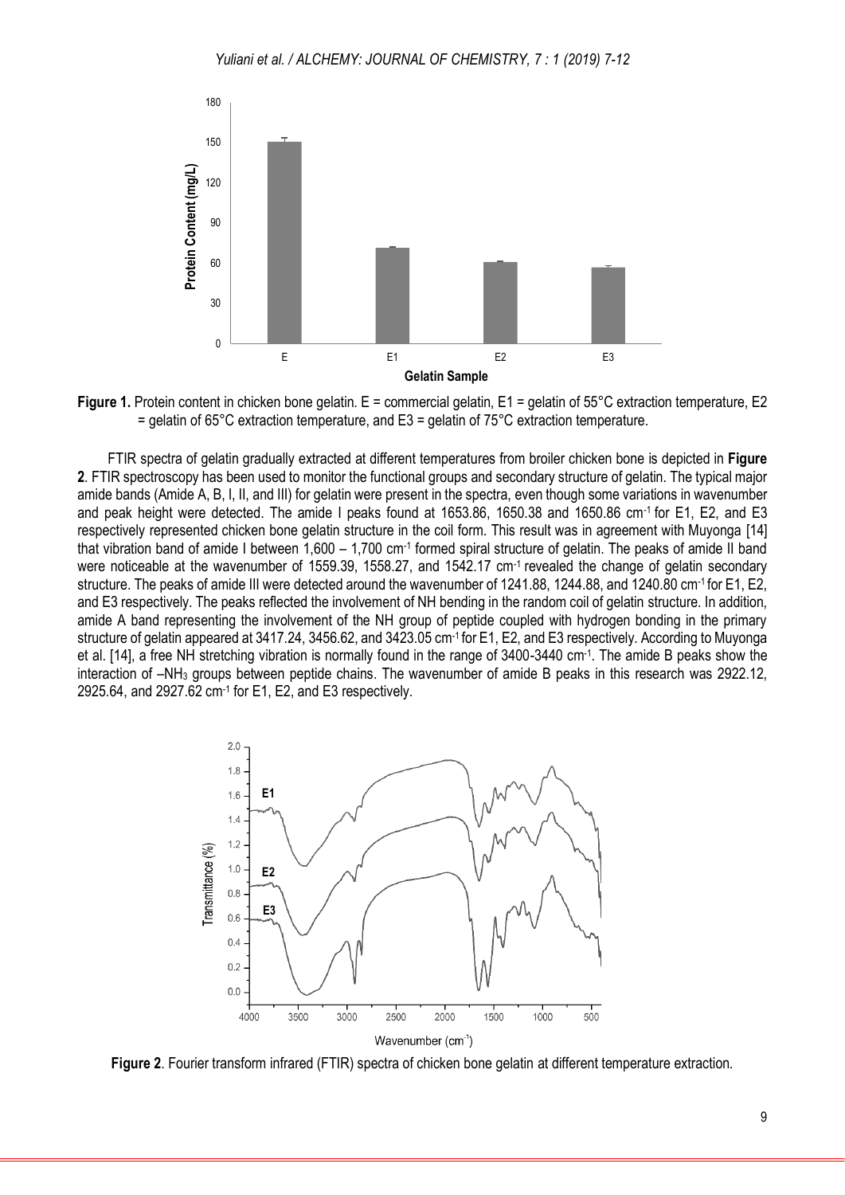**Figure 1.** Protein content in chicken bone gelatin. E = commercial gelatin, E1 = gelatin of 55°C extraction temperature, E2 = gelatin of 65°C extraction temperature, and E3 = gelatin of 75°C extraction temperature.

FTIR spectra of gelatin gradually extracted at different temperatures from broiler chicken bone is depicted in **Figure 2**. FTIR spectroscopy has been used to monitor the functional groups and secondary structure of gelatin. The typical major amide bands (Amide A, B, I, II, and III) for gelatin were present in the spectra, even though some variations in wavenumber and peak height were detected. The amide I peaks found at 1653.86, 1650.38 and 1650.86 $cm^{-1}$ for E1, E2, and E3 respectively represented chicken bone gelatin structure in the coil form. This result was in agreement with Muyonga [14] that vibration band of amide I between 1,600 – 1,700 $cm^{-1}$ formed spiral structure of gelatin. The peaks of amide II band were noticeable at the wavenumber of 1559.39, 1558.27, and 1542.17 $cm^{-1}$ revealed the change of gelatin secondary structure. The peaks of amide III were detected around the wavenumber of 1241.88, 1244.88, and 1240.80 $cm^{-1}$ for E1, E2, and E3 respectively. The peaks reflected the involvement of NH bending in the random coil of gelatin structure. In addition, amide A band representing the involvement of the NH group of peptide coupled with hydrogen bonding in the primary structure of gelatin appeared at 3417.24, 3456.62, and 3423.05 $cm^{-1}$ for E1, E2, and E3 respectively. According to Muyonga et al. [14], a free NH stretching vibration is normally found in the range of 3400-3440 $cm^{-1}$. The amide B peaks show the interaction of $-NH_3$ groups between peptide chains. The wavenumber of amide B peaks in this research was 2922.12, 2925.64, and 2927.62 $cm^{-1}$ for E1, E2, and E3 respectively.

**Figure 2**. Fourier transform infrared (FTIR) spectra of chicken bone gelatin at different temperature extraction.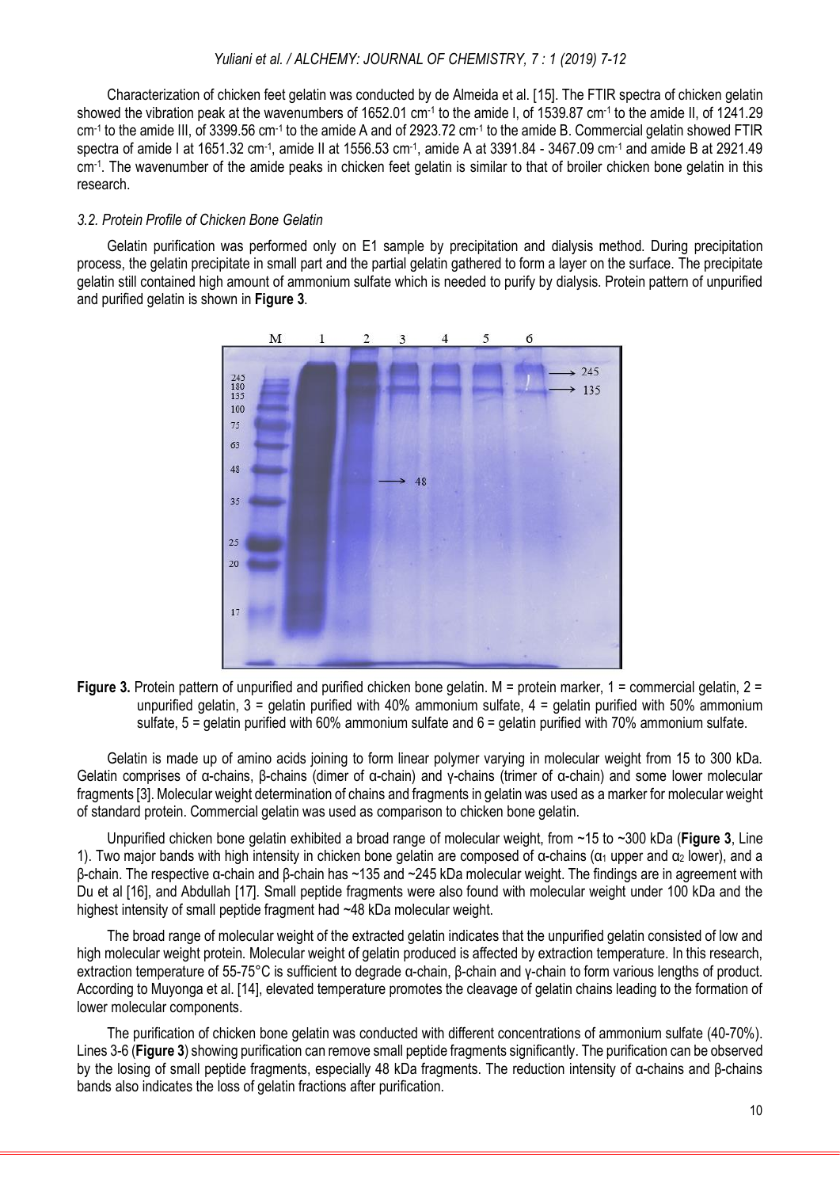Characterization of chicken feet gelatin was conducted by de Almeida et al. [15]. The FTIR spectra of chicken gelatin showed the vibration peak at the wavenumbers of 1652.01 cm$^{-1}$ to the amide I, of 1539.87 cm$^{-1}$ to the amide II, of 1241.29 cm$^{-1}$ to the amide III, of 3399.56 cm$^{-1}$ to the amide A and of 2923.72 cm$^{-1}$ to the amide B. Commercial gelatin showed FTIR spectra of amide I at 1651.32 cm$^{-1}$, amide II at 1556.53 cm$^{-1}$, amide A at 3391.84 - 3467.09 cm$^{-1}$ and amide B at 2921.49 cm$^{-1}$. The wavenumber of the amide peaks in chicken feet gelatin is similar to that of broiler chicken bone gelatin in this research.

### *3.2. Protein Profile of Chicken Bone Gelatin*

Gelatin purification was performed only on E1 sample by precipitation and dialysis method. During precipitation process, the gelatin precipitate in small part and the partial gelatin gathered to form a layer on the surface. The precipitate gelatin still contained high amount of ammonium sulfate which is needed to purify by dialysis. Protein pattern of unpurified and purified gelatin is shown in **Figure 3**.

**Figure 3.** Protein pattern of unpurified and purified chicken bone gelatin. M = protein marker, 1 = commercial gelatin, 2 = unpurified gelatin, 3 = gelatin purified with 40% ammonium sulfate, 4 = gelatin purified with 50% ammonium sulfate, 5 = gelatin purified with 60% ammonium sulfate and 6 = gelatin purified with 70% ammonium sulfate.

Gelatin is made up of amino acids joining to form linear polymer varying in molecular weight from 15 to 300 kDa. Gelatin comprises of α-chains, β-chains (dimer of α-chain) and γ-chains (trimer of α-chain) and some lower molecular fragments [3]. Molecular weight determination of chains and fragments in gelatin was used as a marker for molecular weight of standard protein. Commercial gelatin was used as comparison to chicken bone gelatin.

Unpurified chicken bone gelatin exhibited a broad range of molecular weight, from ~15 to ~300 kDa (**Figure 3**, Line 1). Two major bands with high intensity in chicken bone gelatin are composed of α-chains ($\alpha_1$ upper and $\alpha_2$ lower), and a β-chain. The respective α-chain and β-chain has ~135 and ~245 kDa molecular weight. The findings are in agreement with Du et al [16], and Abdullah [17]. Small peptide fragments were also found with molecular weight under 100 kDa and the highest intensity of small peptide fragment had ~48 kDa molecular weight.

The broad range of molecular weight of the extracted gelatin indicates that the unpurified gelatin consisted of low and high molecular weight protein. Molecular weight of gelatin produced is affected by extraction temperature. In this research, extraction temperature of 55-75°C is sufficient to degrade α-chain, β-chain and γ-chain to form various lengths of product. According to Muyonga et al. [14], elevated temperature promotes the cleavage of gelatin chains leading to the formation of lower molecular components.

The purification of chicken bone gelatin was conducted with different concentrations of ammonium sulfate (40-70%). Lines 3-6 (**Figure 3**) showing purification can remove small peptide fragments significantly. The purification can be observed by the losing of small peptide fragments, especially 48 kDa fragments. The reduction intensity of α-chains and β-chains bands also indicates the loss of gelatin fractions after purification.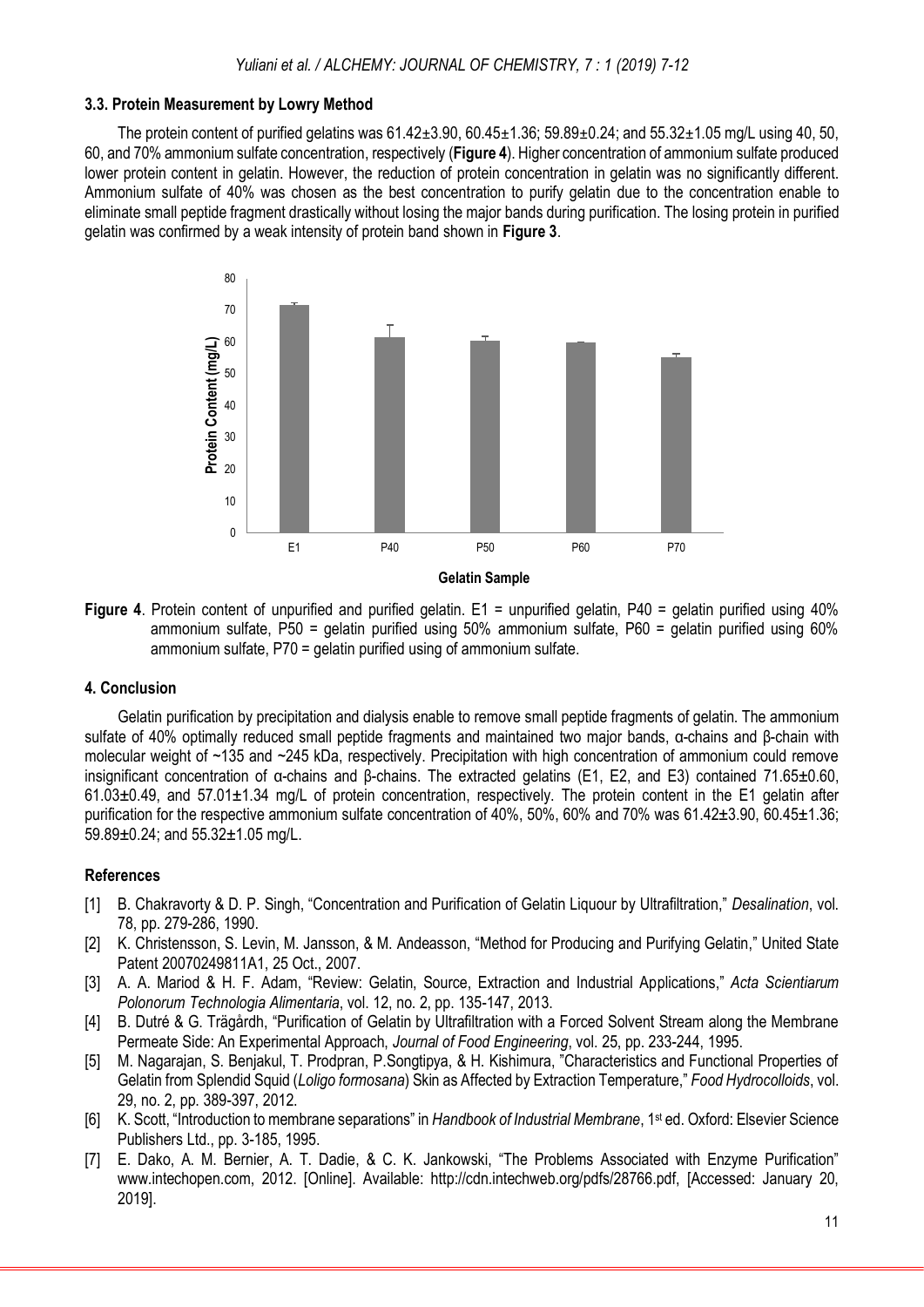### 3.3. Protein Measurement by Lowry Method

The protein content of purified gelatins was 61.42±3.90, 60.45±1.36; 59.89±0.24; and 55.32±1.05 mg/L using 40, 50, 60, and 70% ammonium sulfate concentration, respectively (**Figure 4**). Higher concentration of ammonium sulfate produced lower protein content in gelatin. However, the reduction of protein concentration in gelatin was no significantly different. Ammonium sulfate of 40% was chosen as the best concentration to purify gelatin due to the concentration enable to eliminate small peptide fragment drastically without losing the major bands during purification. The losing protein in purified gelatin was confirmed by a weak intensity of protein band shown in **Figure 3**.

**Figure 4**. Protein content of unpurified and purified gelatin. E1 = unpurified gelatin, P40 = gelatin purified using 40% ammonium sulfate, P50 = gelatin purified using 50% ammonium sulfate, P60 = gelatin purified using 60% ammonium sulfate, P70 = gelatin purified using of ammonium sulfate.

## 4. Conclusion

Gelatin purification by precipitation and dialysis enable to remove small peptide fragments of gelatin. The ammonium sulfate of 40% optimally reduced small peptide fragments and maintained two major bands, α-chains and β-chain with molecular weight of ~135 and ~245 kDa, respectively. Precipitation with high concentration of ammonium could remove insignificant concentration of α-chains and β-chains. The extracted gelatins (E1, E2, and E3) contained 71.65±0.60, 61.03±0.49, and 57.01±1.34 mg/L of protein concentration, respectively. The protein content in the E1 gelatin after purification for the respective ammonium sulfate concentration of 40%, 50%, 60% and 70% was 61.42±3.90, 60.45±1.36; 59.89±0.24; and 55.32±1.05 mg/L.

## References

[1] B. Chakravorty & D. P. Singh, "Concentration and Purification of Gelatin Liquour by Ultrafiltration," *Desalination*, vol. 78, pp. 279-286, 1990.

[2] K. Christensson, S. Levin, M. Jansson, & M. Andeasson, "Method for Producing and Purifying Gelatin," United State Patent 20070249811A1, 25 Oct., 2007.

[3] A. A. Mariod & H. F. Adam, "Review: Gelatin, Source, Extraction and Industrial Applications," *Acta Scientiarum Polonorum Technologia Alimentaria*, vol. 12, no. 2, pp. 135-147, 2013.

[4] B. Dutré & G. Trägårdh, "Purification of Gelatin by Ultrafiltration with a Forced Solvent Stream along the Membrane Permeate Side: An Experimental Approach, *Journal of Food Engineering*, vol. 25, pp. 233-244, 1995.

[5] M. Nagarajan, S. Benjakul, T. Prodpran, P.Songtipya, & H. Kishimura, "Characteristics and Functional Properties of Gelatin from Splendid Squid (*Loligo formosana*) Skin as Affected by Extraction Temperature," *Food Hydrocolloids*, vol. 29, no. 2, pp. 389-397, 2012.

[6] K. Scott, "Introduction to membrane separations" in *Handbook of Industrial Membrane*, 1st ed. Oxford: Elsevier Science Publishers Ltd., pp. 3-185, 1995.

[7] E. Dako, A. M. Bernier, A. T. Dadie, & C. K. Jankowski, "The Problems Associated with Enzyme Purification" www.intechopen.com, 2012. [Online]. Available: http://cdn.intechweb.org/pdfs/28766.pdf, [Accessed: January 20, 2019].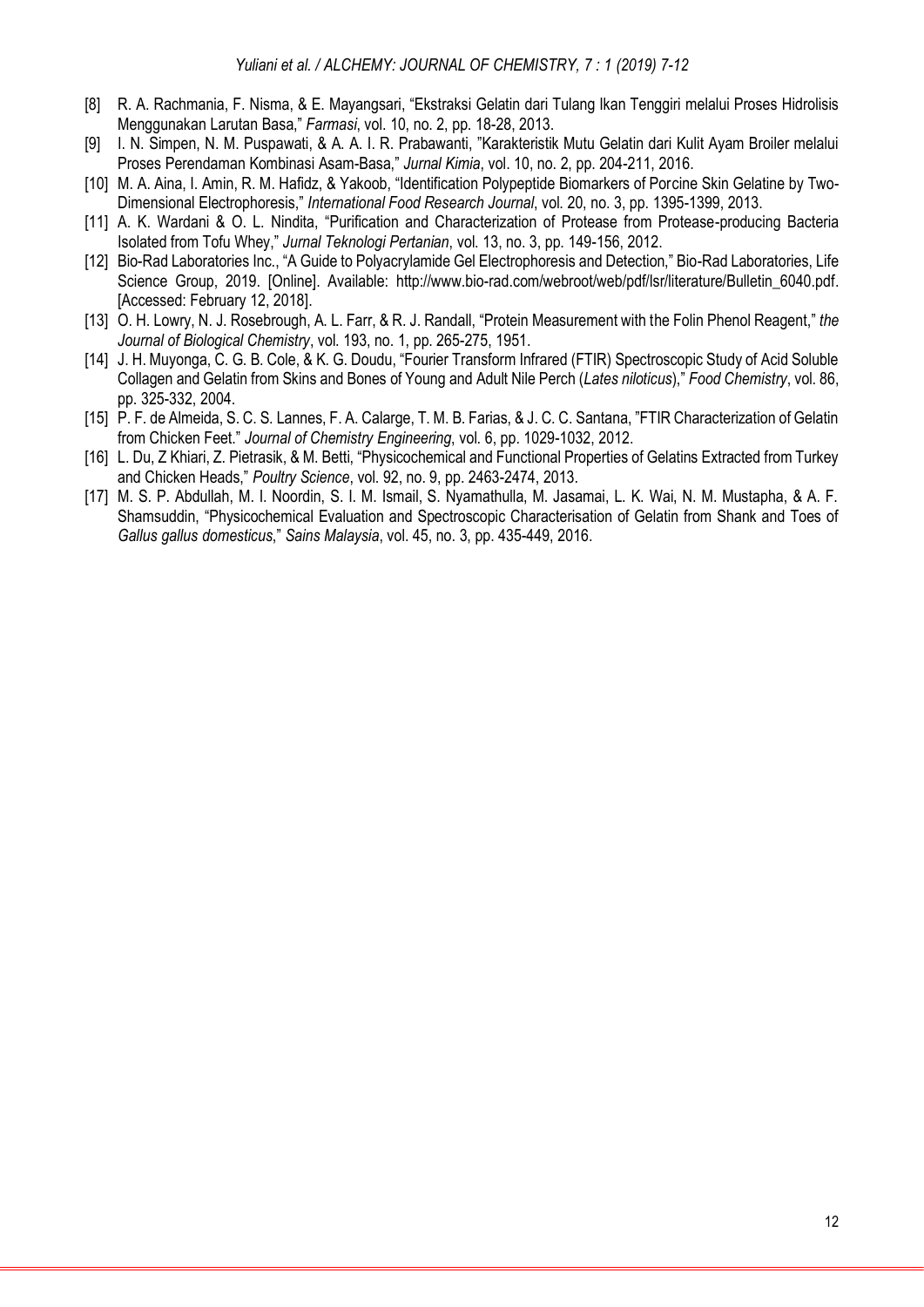[8] R. A. Rachmania, F. Nisma, & E. Mayangsari, "Ekstraksi Gelatin dari Tulang Ikan Tenggiri melalui Proses Hidrolisis Menggunakan Larutan Basa," *Farmasi*, vol. 10, no. 2, pp. 18-28, 2013.

[9] I. N. Simpen, N. M. Puspawati, & A. A. I. R. Prabawanti, "Karakteristik Mutu Gelatin dari Kulit Ayam Broiler melalui Proses Perendaman Kombinasi Asam-Basa," *Jurnal Kimia*, vol. 10, no. 2, pp. 204-211, 2016.

[10] M. A. Aina, I. Amin, R. M. Hafidz, & Yakoob, "Identification Polypeptide Biomarkers of Porcine Skin Gelatine by Two-Dimensional Electrophoresis," *International Food Research Journal*, vol. 20, no. 3, pp. 1395-1399, 2013.

[11] A. K. Wardani & O. L. Nindita, "Purification and Characterization of Protease from Protease-producing Bacteria Isolated from Tofu Whey," *Jurnal Teknologi Pertanian*, vol. 13, no. 3, pp. 149-156, 2012.

[12] Bio-Rad Laboratories Inc., "A Guide to Polyacrylamide Gel Electrophoresis and Detection," Bio-Rad Laboratories, Life Science Group, 2019. [Online]. Available: http://www.bio-rad.com/webroot/web/pdf/lsr/literature/Bulletin_6040.pdf. [Accessed: February 12, 2018].

[13] O. H. Lowry, N. J. Rosebrough, A. L. Farr, & R. J. Randall, "Protein Measurement with the Folin Phenol Reagent," *the Journal of Biological Chemistry*, vol. 193, no. 1, pp. 265-275, 1951.

[14] J. H. Muyonga, C. G. B. Cole, & K. G. Doudu, "Fourier Transform Infrared (FTIR) Spectroscopic Study of Acid Soluble Collagen and Gelatin from Skins and Bones of Young and Adult Nile Perch (*Lates niloticus*)," *Food Chemistry*, vol. 86, pp. 325-332, 2004.

[15] P. F. de Almeida, S. C. S. Lannes, F. A. Calarge, T. M. B. Farias, & J. C. C. Santana, "FTIR Characterization of Gelatin from Chicken Feet." *Journal of Chemistry Engineering*, vol. 6, pp. 1029-1032, 2012.

[16] L. Du, Z Khiari, Z. Pietrasik, & M. Betti, "Physicochemical and Functional Properties of Gelatins Extracted from Turkey and Chicken Heads," *Poultry Science*, vol. 92, no. 9, pp. 2463-2474, 2013.

[17] M. S. P. Abdullah, M. I. Noordin, S. I. M. Ismail, S. Nyamathulla, M. Jasamai, L. K. Wai, N. M. Mustapha, & A. F. Shamsuddin, "Physicochemical Evaluation and Spectroscopic Characterisation of Gelatin from Shank and Toes of *Gallus gallus domesticus*," *Sains Malaysia*, vol. 45, no. 3, pp. 435-449, 2016.